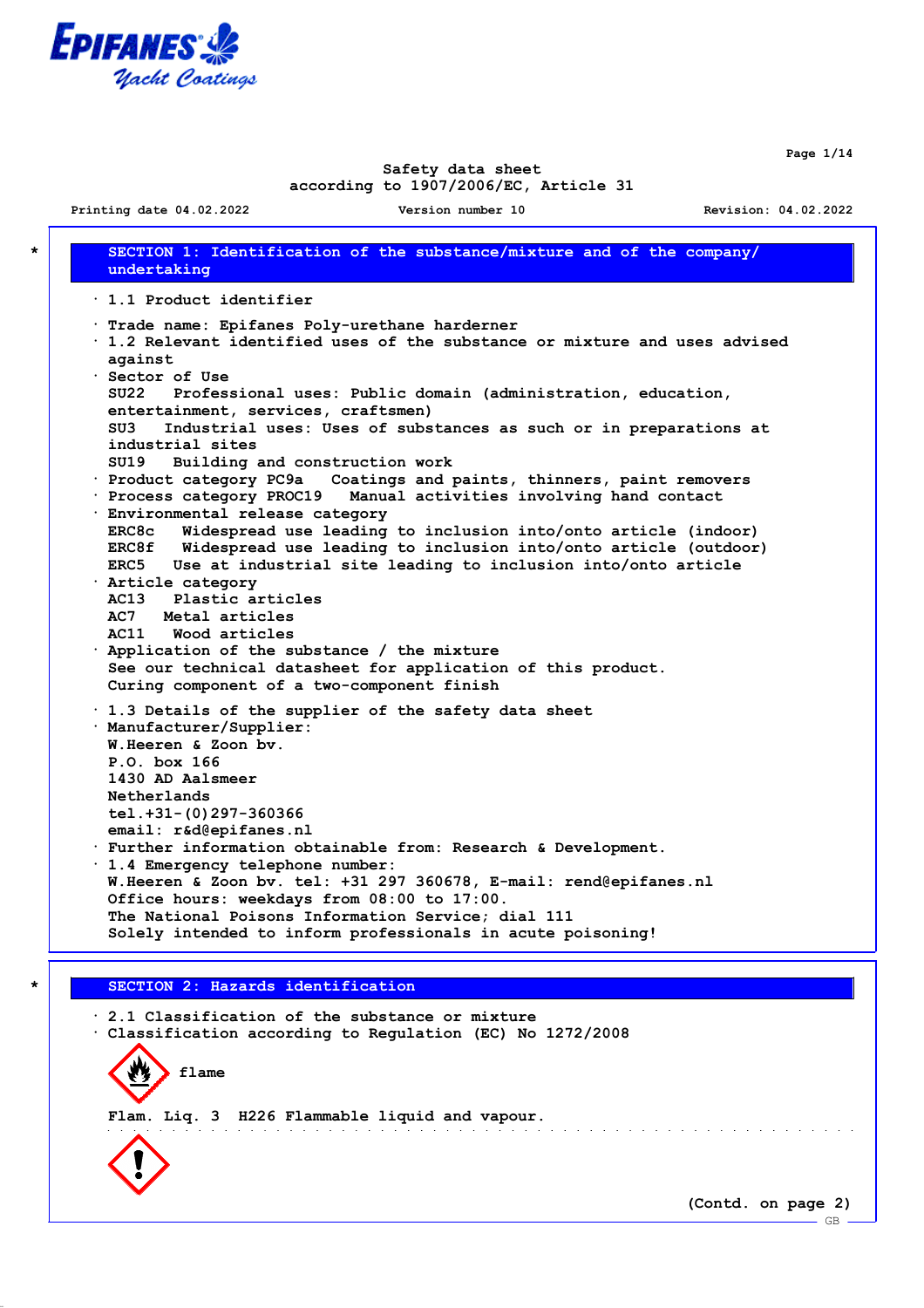Safety data sheet
according to 1907/2006/EC, Article 31

Printing date 04.02.2022 Version number 10 Revision: 04.02.2022

## SECTION 1: Identification of the substance/mixture and of the company/undertaking

· 1.1 Product identifier

· Trade name: Epifanes Poly-urethane harderner
· 1.2 Relevant identified uses of the substance or mixture and uses advised against
· Sector of Use
SU22 Professional uses: Public domain (administration, education, entertainment, services, craftsmen)
SU3 Industrial uses: Uses of substances as such or in preparations at industrial sites
SU19 Building and construction work
· Product category PC9a Coatings and paints, thinners, paint removers
· Process category PROC19 Manual activities involving hand contact
· Environmental release category
ERC8c Widespread use leading to inclusion into/onto article (indoor)
ERC8f Widespread use leading to inclusion into/onto article (outdoor)
ERC5 Use at industrial site leading to inclusion into/onto article
· Article category
AC13 Plastic articles
AC7 Metal articles
AC11 Wood articles
· Application of the substance / the mixture
See our technical datasheet for application of this product.
Curing component of a two-component finish

· 1.3 Details of the supplier of the safety data sheet
· Manufacturer/Supplier:
W.Heeren & Zoon bv.
P.O. box 166
1430 AD Aalsmeer
Netherlands
tel.+31-(0)297-360366
email: r&d@epifanes.nl
· Further information obtainable from: Research & Development.
· 1.4 Emergency telephone number:
W.Heeren & Zoon bv. tel: +31 297 360678, E-mail: rend@epifanes.nl
Office hours: weekdays from 08:00 to 17:00.
The National Poisons Information Service; dial 111
Solely intended to inform professionals in acute poisoning!

## SECTION 2: Hazards identification

· 2.1 Classification of the substance or mixture
· Classification according to Regulation (EC) No 1272/2008

flame

Flam. Liq. 3 H226 Flammable liquid and vapour.

(Contd. on page 2)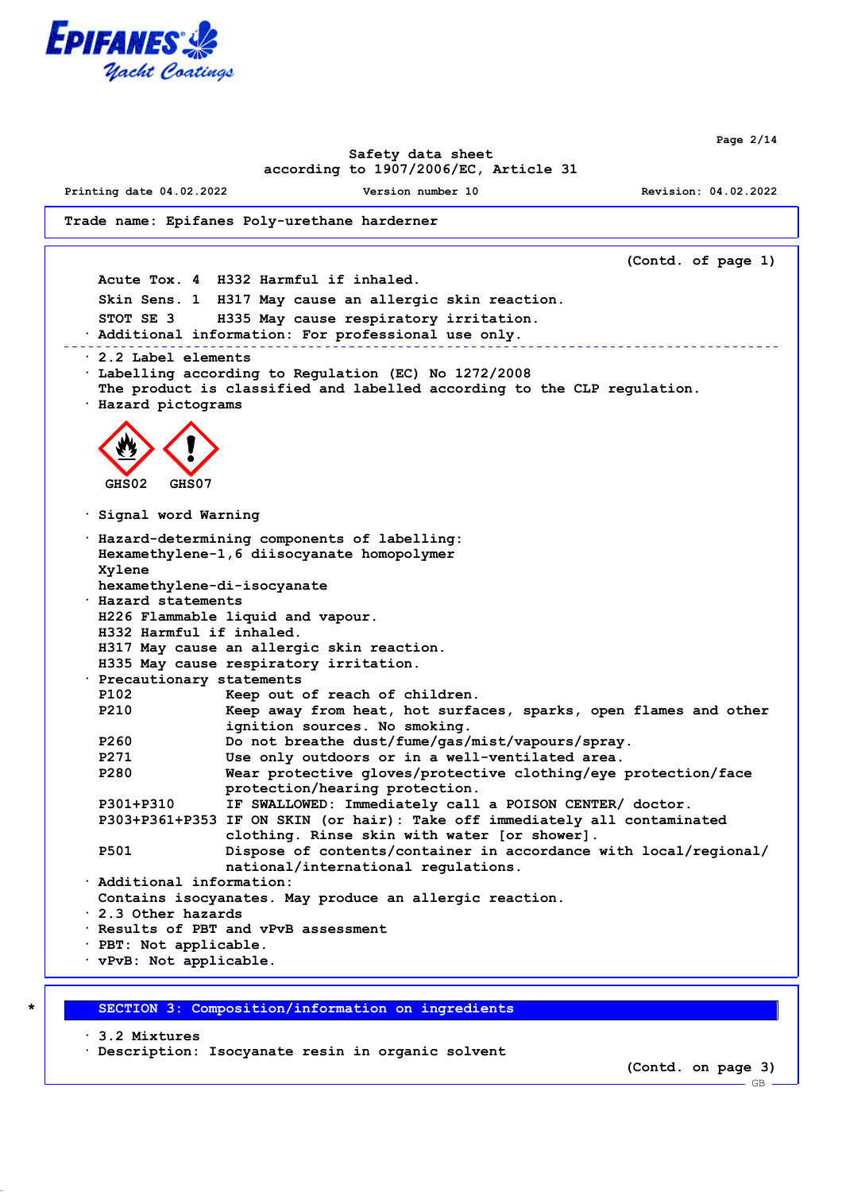Trade name: Epifanes Poly-urethane hardener

(Contd. of page 1)

Acute Tox. 4 H332 Harmful if inhaled.

Skin Sens. 1 H317 May cause an allergic skin reaction.

STOT SE 3 H335 May cause respiratory irritation.

· Additional information: For professional use only.

---

· 2.2 Label elements

· Labelling according to Regulation (EC) No 1272/2008

The product is classified and labelled according to the CLP regulation.

· Hazard pictograms

GHS02 GHS07

· Signal word Warning

· Hazard-determining components of labelling:

Hexamethylene-1,6 diisocyanate homopolymer
Xylene
hexamethylene-di-isocyanate

· Hazard statements

H226 Flammable liquid and vapour.
H332 Harmful if inhaled.
H317 May cause an allergic skin reaction.
H335 May cause respiratory irritation.

· Precautionary statements

| | |
|---|---|
| P102 | Keep out of reach of children. |
| P210 | Keep away from heat, hot surfaces, sparks, open flames and other ignition sources. No smoking. |
| P260 | Do not breathe dust/fume/gas/mist/vapours/spray. |
| P271 | Use only outdoors or in a well-ventilated area. |
| P280 | Wear protective gloves/protective clothing/eye protection/face protection/hearing protection. |
| P301+P310 | IF SWALLOWED: Immediately call a POISON CENTER/ doctor. |
| P303+P361+P353 | IF ON SKIN (or hair): Take off immediately all contaminated clothing. Rinse skin with water [or shower]. |
| P501 | Dispose of contents/container in accordance with local/regional/national/international regulations. |

· Additional information:

Contains isocyanates. May produce an allergic reaction.

· 2.3 Other hazards

· Results of PBT and vPvB assessment

· PBT: Not applicable.

· vPvB: Not applicable.

## * SECTION 3: Composition/information on ingredients

· 3.2 Mixtures

· Description: Isocyanate resin in organic solvent

(Contd. on page 3)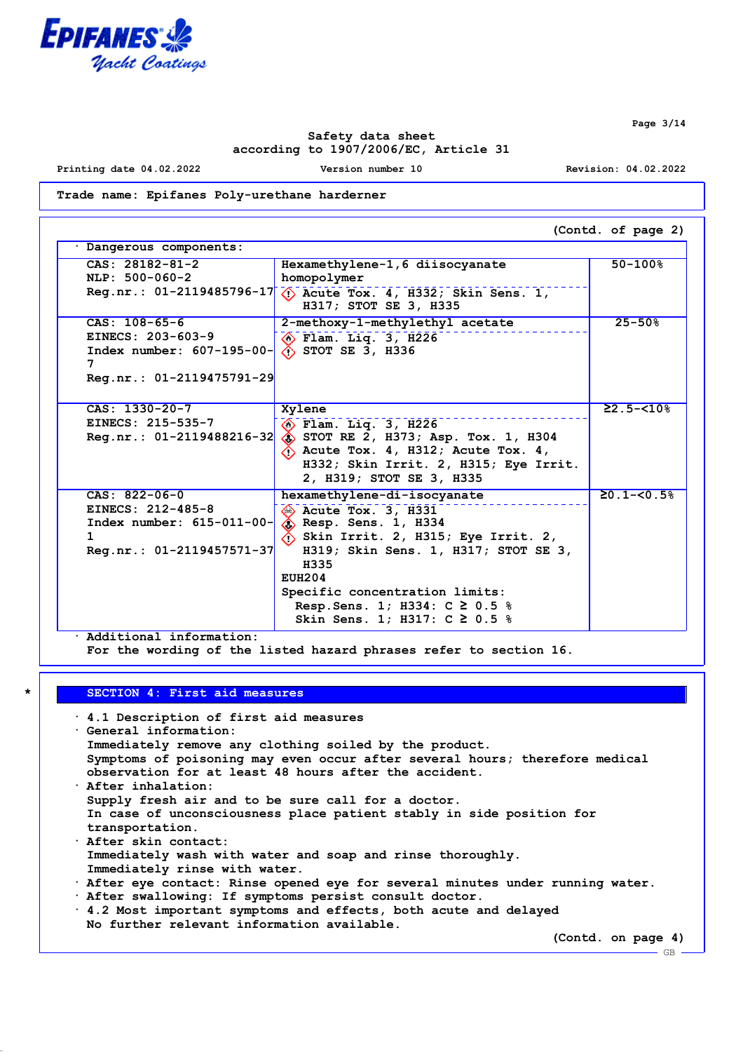Trade name: Epifanes Poly-urethane hardener

(Contd. of page 2)

· Dangerous components:

| | | |
|---|---|---|
| CAS: 28182-81-2<br>NLP: 500-060-2<br>Reg.nr.: 01-2119485796-17 | Hexamethylene-1,6 diisocyanate homopolymer<br>Acute Tox. 4, H332; Skin Sens. 1, H317; STOT SE 3, H335 | 50-100% |
| CAS: 108-65-6<br>EINECS: 203-603-9<br>Index number: 607-195-00-7<br>Reg.nr.: 01-2119475791-29 | 2-methoxy-1-methylethyl acetate<br>Flam. Liq. 3, H226<br>STOT SE 3, H336 | 25-50% |
| CAS: 1330-20-7<br>EINECS: 215-535-7<br>Reg.nr.: 01-2119488216-32 | Xylene<br>Flam. Liq. 3, H226<br>STOT RE 2, H373; Asp. Tox. 1, H304<br>Acute Tox. 4, H312; Acute Tox. 4, H332; Skin Irrit. 2, H315; Eye Irrit. 2, H319; STOT SE 3, H335 | ≥2.5-<10% |
| CAS: 822-06-0<br>EINECS: 212-485-8<br>Index number: 615-011-00-1<br>Reg.nr.: 01-2119457571-37 | hexamethylene-di-isocyanate<br>Acute Tox. 3, H331<br>Resp. Sens. 1, H334<br>Skin Irrit. 2, H315; Eye Irrit. 2, H319; Skin Sens. 1, H317; STOT SE 3, H335<br>EUH204<br>Specific concentration limits:<br>Resp.Sens. 1; H334: C ≥ 0.5 %<br>Skin Sens. 1; H317: C ≥ 0.5 % | ≥0.1-<0.5% |

· Additional information:
For the wording of the listed hazard phrases refer to section 16.

## SECTION 4: First aid measures

· 4.1 Description of first aid measures
· General information:
Immediately remove any clothing soiled by the product.
Symptoms of poisoning may even occur after several hours; therefore medical observation for at least 48 hours after the accident.
· After inhalation:
Supply fresh air and to be sure call for a doctor.
In case of unconsciousness place patient stably in side position for transportation.
· After skin contact:
Immediately wash with water and soap and rinse thoroughly.
Immediately rinse with water.
· After eye contact: Rinse opened eye for several minutes under running water.
· After swallowing: If symptoms persist consult doctor.
· 4.2 Most important symptoms and effects, both acute and delayed
No further relevant information available.

(Contd. on page 4)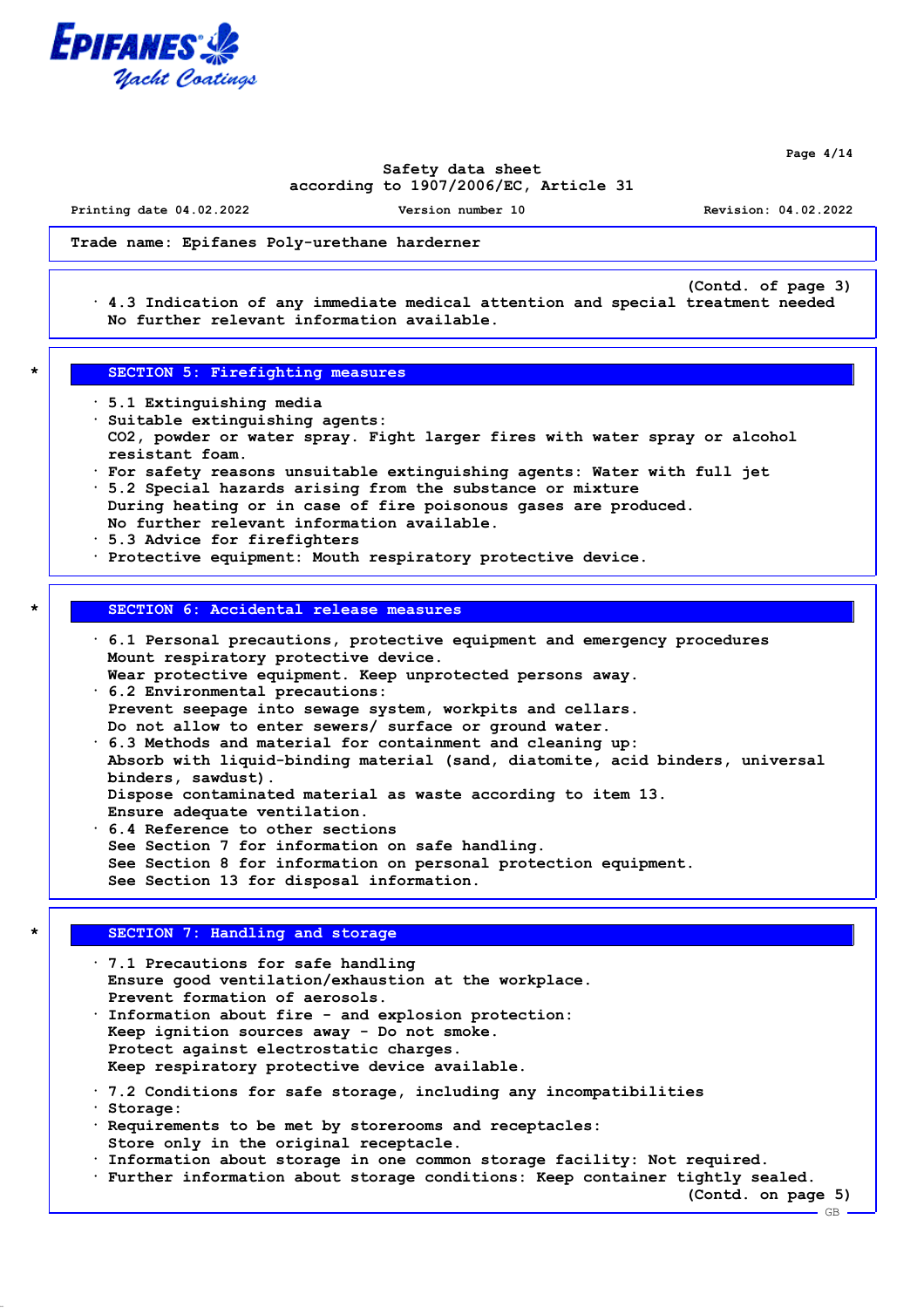Trade name: Epifanes Poly-urethane hardener

(Contd. of page 3)

· 4.3 Indication of any immediate medical attention and special treatment needed
No further relevant information available.

## SECTION 5: Firefighting measures

· 5.1 Extinguishing media
· Suitable extinguishing agents:
$CO_2$, powder or water spray. Fight larger fires with water spray or alcohol resistant foam.
· For safety reasons unsuitable extinguishing agents: Water with full jet
· 5.2 Special hazards arising from the substance or mixture
During heating or in case of fire poisonous gases are produced.
No further relevant information available.
· 5.3 Advice for firefighters
· Protective equipment: Mouth respiratory protective device.

## SECTION 6: Accidental release measures

· 6.1 Personal precautions, protective equipment and emergency procedures
Mount respiratory protective device.
Wear protective equipment. Keep unprotected persons away.
· 6.2 Environmental precautions:
Prevent seepage into sewage system, workpits and cellars.
Do not allow to enter sewers/ surface or ground water.
· 6.3 Methods and material for containment and cleaning up:
Absorb with liquid-binding material (sand, diatomite, acid binders, universal binders, sawdust).
Dispose contaminated material as waste according to item 13.
Ensure adequate ventilation.
· 6.4 Reference to other sections
See Section 7 for information on safe handling.
See Section 8 for information on personal protection equipment.
See Section 13 for disposal information.

## SECTION 7: Handling and storage

· 7.1 Precautions for safe handling
Ensure good ventilation/exhaustion at the workplace.
Prevent formation of aerosols.
· Information about fire - and explosion protection:
Keep ignition sources away - Do not smoke.
Protect against electrostatic charges.
Keep respiratory protective device available.

· 7.2 Conditions for safe storage, including any incompatibilities
· Storage:
· Requirements to be met by storerooms and receptacles:
Store only in the original receptacle.
· Information about storage in one common storage facility: Not required.
· Further information about storage conditions: Keep container tightly sealed.

(Contd. on page 5)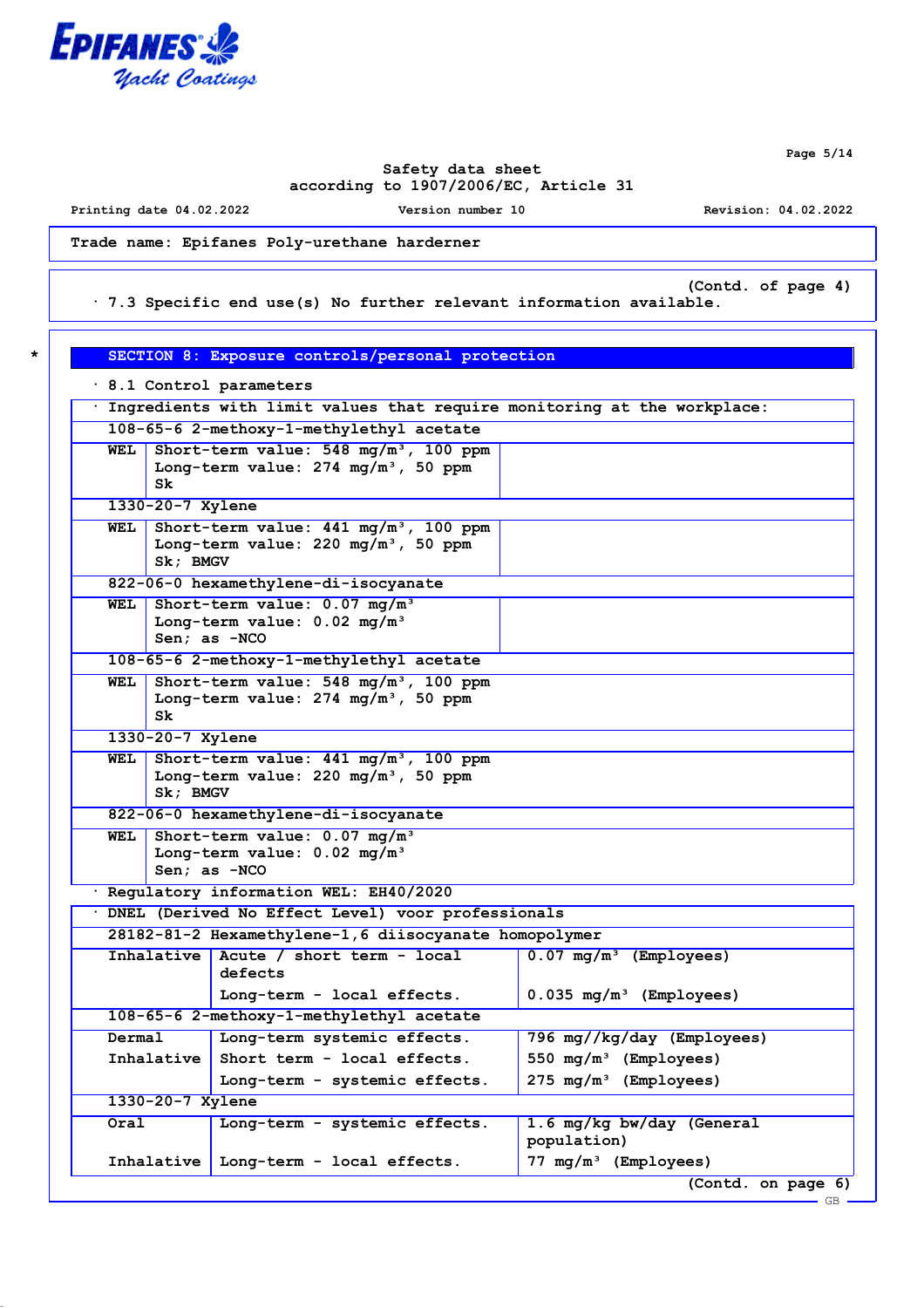Trade name: Epifanes Poly-urethane harderner

(Contd. of page 4)

· 7.3 Specific end use(s) No further relevant information available.

## SECTION 8: Exposure controls/personal protection

· 8.1 Control parameters

· Ingredients with limit values that require monitoring at the workplace:

| | |
|---|---|
| **108-65-6 2-methoxy-1-methylethyl acetate** | |
| WEL | Short-term value: 548 mg/m³, 100 ppm<br>Long-term value: 274 mg/m³, 50 ppm<br>Sk |
| **1330-20-7 Xylene** | |
| WEL | Short-term value: 441 mg/m³, 100 ppm<br>Long-term value: 220 mg/m³, 50 ppm<br>Sk; BMGV |
| **822-06-0 hexamethylene-di-isocyanate** | |
| WEL | Short-term value: 0.07 mg/m³<br>Long-term value: 0.02 mg/m³<br>Sen; as -NCO |
| **108-65-6 2-methoxy-1-methylethyl acetate** | |
| WEL | Short-term value: 548 mg/m³, 100 ppm<br>Long-term value: 274 mg/m³, 50 ppm<br>Sk |
| **1330-20-7 Xylene** | |
| WEL | Short-term value: 441 mg/m³, 100 ppm<br>Long-term value: 220 mg/m³, 50 ppm<br>Sk; BMGV |
| **822-06-0 hexamethylene-di-isocyanate** | |
| WEL | Short-term value: 0.07 mg/m³<br>Long-term value: 0.02 mg/m³<br>Sen; as -NCO |

· Regulatory information WEL: EH40/2020

· DNEL (Derived No Effect Level) voor professionals

| | | |
|---|---|---|
| **28182-81-2 Hexamethylene-1,6 diisocyanate homopolymer** | | |
| Inhalative | Acute / short term - local defects | 0.07 mg/m³ (Employees) |
| | Long-term - local effects. | 0.035 mg/m³ (Employees) |
| **108-65-6 2-methoxy-1-methylethyl acetate** | | |
| Dermal | Long-term systemic effects. | 796 mg//kg/day (Employees) |
| Inhalative | Short term - local effects. | 550 mg/m³ (Employees) |
| | Long-term - systemic effects. | 275 mg/m³ (Employees) |
| **1330-20-7 Xylene** | | |
| Oral | Long-term - systemic effects. | 1.6 mg/kg bw/day (General population) |
| Inhalative | Long-term - local effects. | 77 mg/m³ (Employees) |

(Contd. on page 6)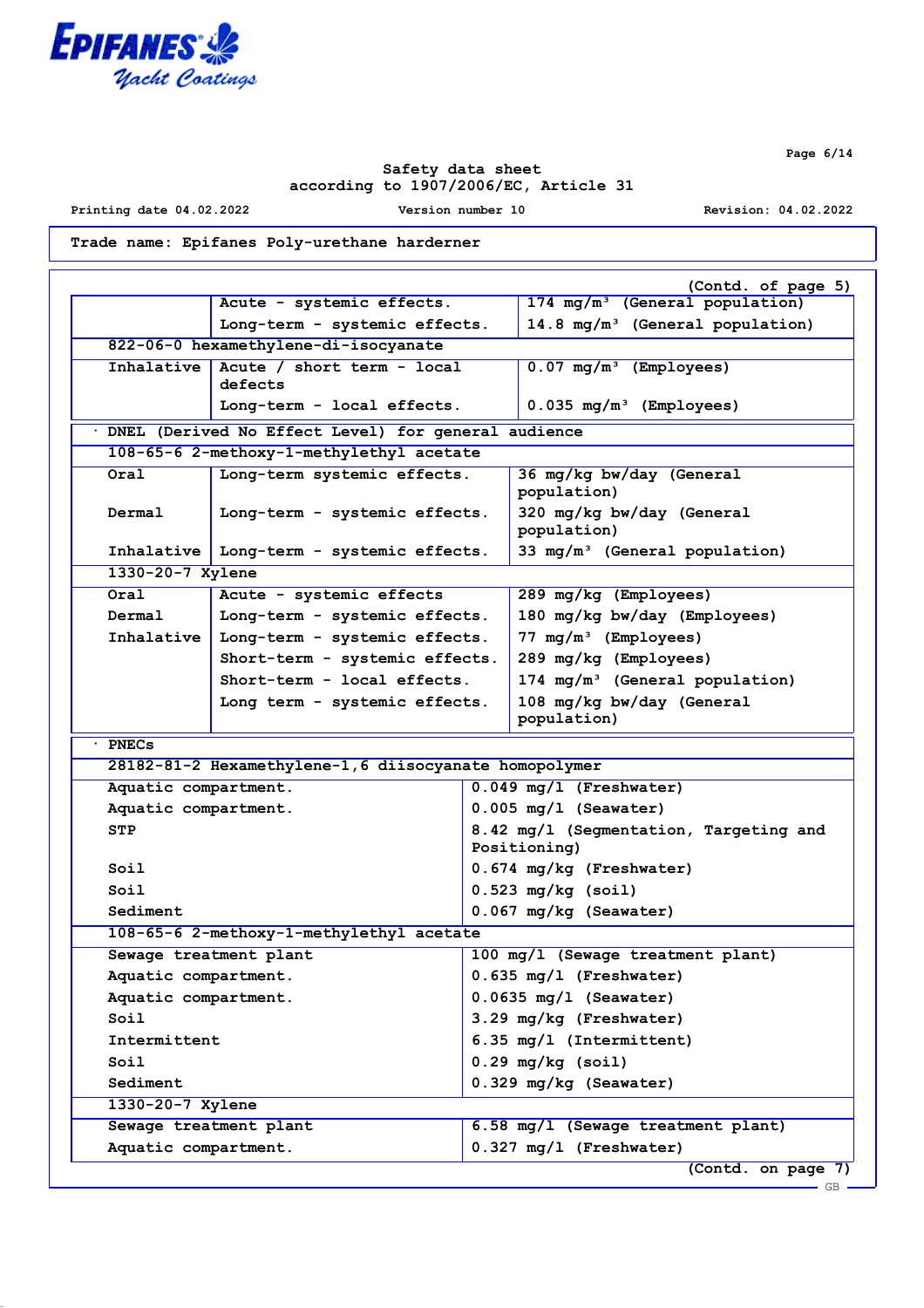Safety data sheet
according to 1907/2006/EC, Article 31

Printing date 04.02.2022 | Version number 10 | Revision: 04.02.2022

**Trade name: Epifanes Poly-urethane hardener**

(Contd. of page 5)

| | | |
|---|---|---|
| | Acute - systemic effects. | 174 mg/m³ (General population) |
| | Long-term - systemic effects. | 14.8 mg/m³ (General population) |
| **822-06-0 hexamethylene-di-isocyanate** | | |
| Inhalative | Acute / short term - local defects | 0.07 mg/m³ (Employees) |
| | Long-term - local effects. | 0.035 mg/m³ (Employees) |

· **DNEL (Derived No Effect Level) for general audience**

| | | |
|---|---|---|
| **108-65-6 2-methoxy-1-methylethyl acetate** | | |
| Oral | Long-term systemic effects. | 36 mg/kg bw/day (General population) |
| Dermal | Long-term - systemic effects. | 320 mg/kg bw/day (General population) |
| Inhalative | Long-term - systemic effects. | 33 mg/m³ (General population) |
| **1330-20-7 Xylene** | | |
| Oral | Acute - systemic effects | 289 mg/kg (Employees) |
| Dermal | Long-term - systemic effects. | 180 mg/kg bw/day (Employees) |
| Inhalative | Long-term - systemic effects. | 77 mg/m³ (Employees) |
| | Short-term - systemic effects. | 289 mg/kg (Employees) |
| | Short-term - local effects. | 174 mg/m³ (General population) |
| | Long term - systemic effects. | 108 mg/kg bw/day (General population) |

· **PNECs**

| | |
|---|---|
| **28182-81-2 Hexamethylene-1,6 diisocyanate homopolymer** | |
| Aquatic compartment. | 0.049 mg/l (Freshwater) |
| Aquatic compartment. | 0.005 mg/l (Seawater) |
| STP | 8.42 mg/l (Segmentation, Targeting and Positioning) |
| Soil | 0.674 mg/kg (Freshwater) |
| Soil | 0.523 mg/kg (soil) |
| Sediment | 0.067 mg/kg (Seawater) |
| **108-65-6 2-methoxy-1-methylethyl acetate** | |
| Sewage treatment plant | 100 mg/l (Sewage treatment plant) |
| Aquatic compartment. | 0.635 mg/l (Freshwater) |
| Aquatic compartment. | 0.0635 mg/l (Seawater) |
| Soil | 3.29 mg/kg (Freshwater) |
| Intermittent | 6.35 mg/l (Intermittent) |
| Soil | 0.29 mg/kg (soil) |
| Sediment | 0.329 mg/kg (Seawater) |
| **1330-20-7 Xylene** | |
| Sewage treatment plant | 6.58 mg/l (Sewage treatment plant) |
| Aquatic compartment. | 0.327 mg/l (Freshwater) |

(Contd. on page 7)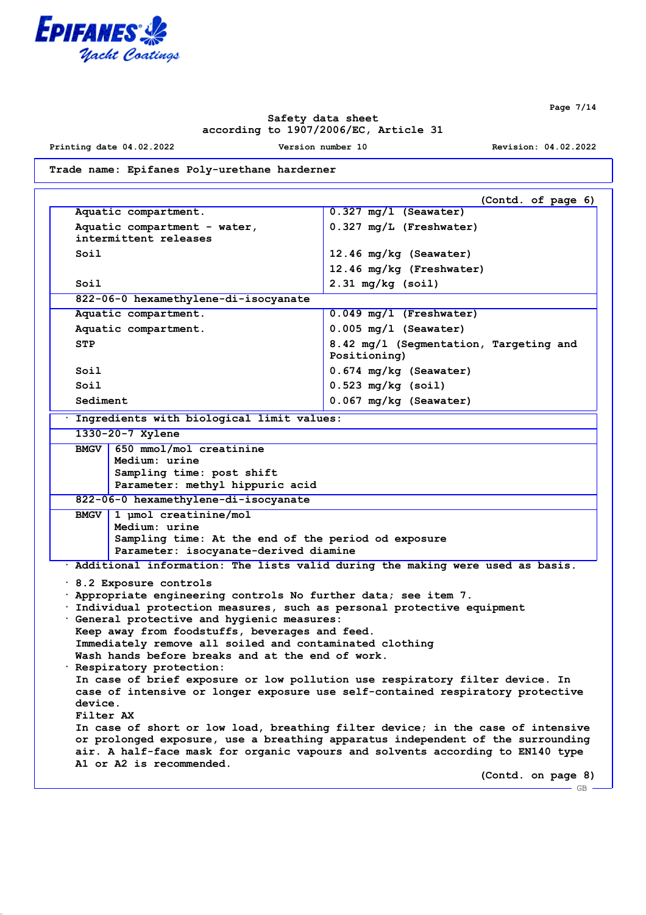Trade name: Epifanes Poly-urethane harderner

(Contd. of page 6)

| | |
|---|---|
| Aquatic compartment. | 0.327 mg/l (Seawater) |
| Aquatic compartment - water, intermittent releases | 0.327 mg/L (Freshwater) |
| Soil | 12.46 mg/kg (Seawater) |
| | 12.46 mg/kg (Freshwater) |
| Soil | 2.31 mg/kg (soil) |
| **822-06-0 hexamethylene-di-isocyanate** | |
| Aquatic compartment. | 0.049 mg/l (Freshwater) |
| Aquatic compartment. | 0.005 mg/l (Seawater) |
| STP | 8.42 mg/l (Segmentation, Targeting and Positioning) |
| Soil | 0.674 mg/kg (Seawater) |
| Soil | 0.523 mg/kg (soil) |
| Sediment | 0.067 mg/kg (Seawater) |

· Ingredients with biological limit values:

| | |
|---|---|
| **1330-20-7 Xylene** | |
| BMGV | 650 mmol/mol creatinine<br>Medium: urine<br>Sampling time: post shift<br>Parameter: methyl hippuric acid |
| **822-06-0 hexamethylene-di-isocyanate** | |
| BMGV | 1 µmol creatinine/mol<br>Medium: urine<br>Sampling time: At the end of the period od exposure<br>Parameter: isocyanate-derived diamine |

· Additional information: The lists valid during the making were used as basis.

· 8.2 Exposure controls
· Appropriate engineering controls No further data; see item 7.
· Individual protection measures, such as personal protective equipment
· General protective and hygienic measures:
Keep away from foodstuffs, beverages and feed.
Immediately remove all soiled and contaminated clothing
Wash hands before breaks and at the end of work.
· Respiratory protection:
In case of brief exposure or low pollution use respiratory filter device. In case of intensive or longer exposure use self-contained respiratory protective device.
Filter AX
In case of short or low load, breathing filter device; in the case of intensive or prolonged exposure, use a breathing apparatus independent of the surrounding air. A half-face mask for organic vapours and solvents according to EN140 type A1 or A2 is recommended.

(Contd. on page 8)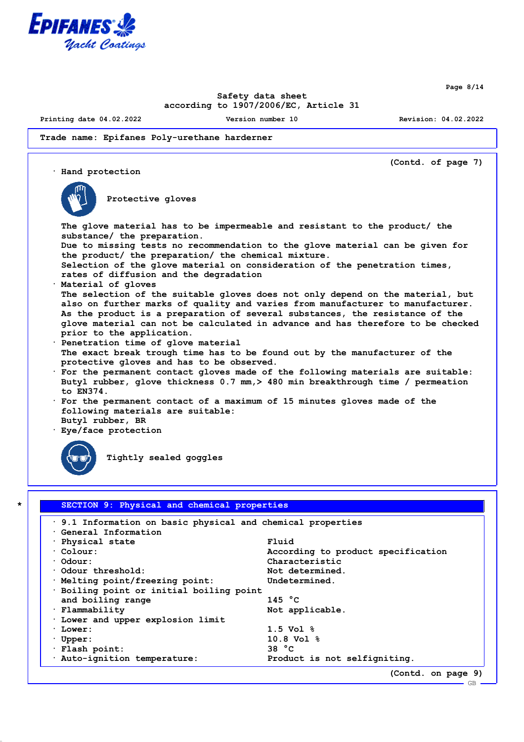Trade name: Epifanes Poly-urethane harderner

(Contd. of page 7)

· **Hand protection**

Protective gloves

The glove material has to be impermeable and resistant to the product/ the substance/ the preparation.
Due to missing tests no recommendation to the glove material can be given for the product/ the preparation/ the chemical mixture.
Selection of the glove material on consideration of the penetration times, rates of diffusion and the degradation

· **Material of gloves**
The selection of the suitable gloves does not only depend on the material, but also on further marks of quality and varies from manufacturer to manufacturer. As the product is a preparation of several substances, the resistance of the glove material can not be calculated in advance and has therefore to be checked prior to the application.

· **Penetration time of glove material**
The exact break trough time has to be found out by the manufacturer of the protective gloves and has to be observed.

· **For the permanent contact gloves made of the following materials are suitable:**
Butyl rubber, glove thickness 0.7 mm,> 480 min breakthrough time / permeation to EN374.

· **For the permanent contact of a maximum of 15 minutes gloves made of the following materials are suitable:**
Butyl rubber, BR

· **Eye/face protection**

Tightly sealed goggles

## * SECTION 9: Physical and chemical properties

· **9.1 Information on basic physical and chemical properties**

· **General Information**

| | |
|---|---|
| · Physical state | Fluid |
| · Colour: | According to product specification |
| · Odour: | Characteristic |
| · Odour threshold: | Not determined. |
| · Melting point/freezing point: | Undetermined. |
| · Boiling point or initial boiling point and boiling range | 145 °C |
| · Flammability | Not applicable. |
| · Lower and upper explosion limit | |
| · Lower: | 1.5 Vol % |
| · Upper: | 10.8 Vol % |
| · Flash point: | 38 °C |
| · Auto-ignition temperature: | Product is not selfigniting. |

(Contd. on page 9)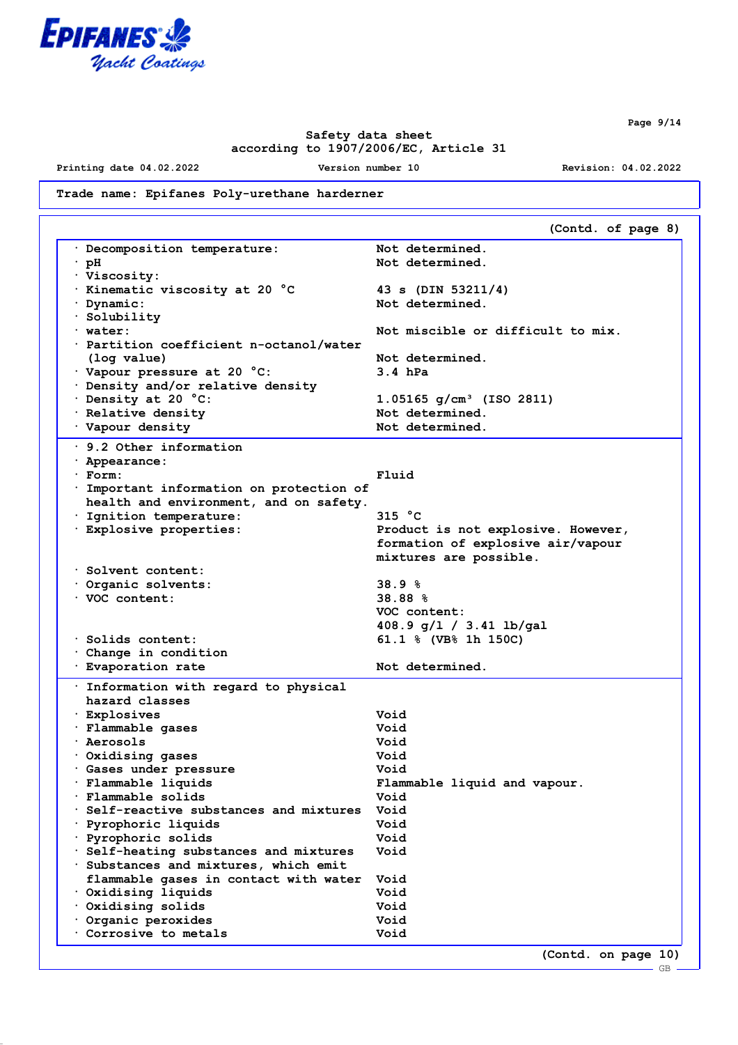**Trade name: Epifanes Poly-urethane harderner**

(Contd. of page 8)

| | |
|---|---|
| · Decomposition temperature: | Not determined. |
| · pH | Not determined. |
| · Viscosity: | |
| · Kinematic viscosity at 20 °C | 43 s (DIN 53211/4) |
| · Dynamic: | Not determined. |
| · Solubility | |
| · water: | Not miscible or difficult to mix. |
| · Partition coefficient n-octanol/water (log value) | Not determined. |
| · Vapour pressure at 20 °C: | 3.4 hPa |
| · Density and/or relative density | |
| · Density at 20 °C: | 1.05165 g/cm³ (ISO 2811) |
| · Relative density | Not determined. |
| · Vapour density | Not determined. |

| | |
|---|---|
| · 9.2 Other information | |
| · Appearance: | |
| · Form: | Fluid |
| · Important information on protection of health and environment, and on safety. | |
| · Ignition temperature: | 315 °C |
| · Explosive properties: | Product is not explosive. However, formation of explosive air/vapour mixtures are possible. |
| · Solvent content: | |
| · Organic solvents: | 38.9 % |
| · VOC content: | 38.88 %<br>VOC content:<br>408.9 g/l / 3.41 lb/gal |
| · Solids content: | 61.1 % (VB% 1h 150C) |
| · Change in condition | |
| · Evaporation rate | Not determined. |

| | |
|---|---|
| · Information with regard to physical hazard classes | |
| · Explosives | Void |
| · Flammable gases | Void |
| · Aerosols | Void |
| · Oxidising gases | Void |
| · Gases under pressure | Void |
| · Flammable liquids | Flammable liquid and vapour. |
| · Flammable solids | Void |
| · Self-reactive substances and mixtures | Void |
| · Pyrophoric liquids | Void |
| · Pyrophoric solids | Void |
| · Self-heating substances and mixtures | Void |
| · Substances and mixtures, which emit flammable gases in contact with water | Void |
| · Oxidising liquids | Void |
| · Oxidising solids | Void |
| · Organic peroxides | Void |
| · Corrosive to metals | Void |

(Contd. on page 10)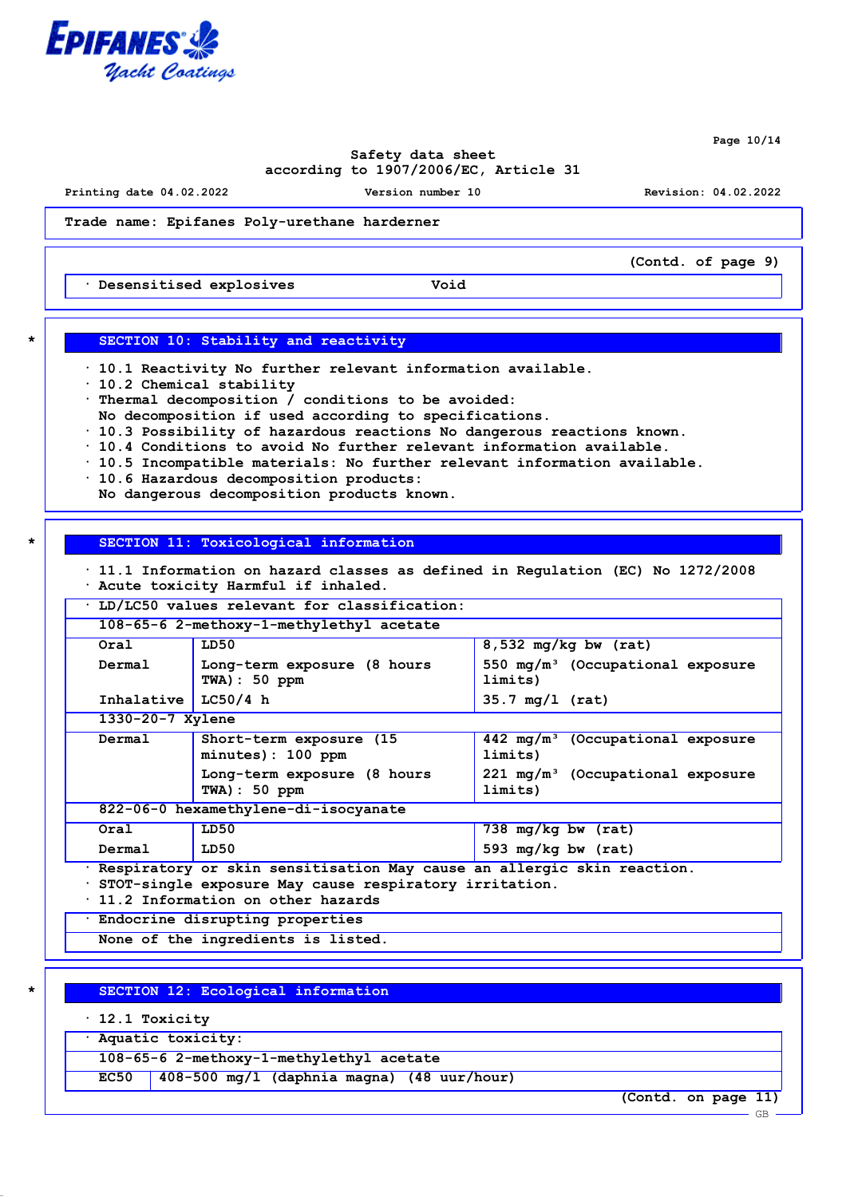Trade name: Epifanes Poly-urethane harderner

(Contd. of page 9)

| · Desensitised explosives | Void |
|---|---|

## SECTION 10: Stability and reactivity

· 10.1 Reactivity No further relevant information available.
· 10.2 Chemical stability
· Thermal decomposition / conditions to be avoided:
No decomposition if used according to specifications.
· 10.3 Possibility of hazardous reactions No dangerous reactions known.
· 10.4 Conditions to avoid No further relevant information available.
· 10.5 Incompatible materials: No further relevant information available.
· 10.6 Hazardous decomposition products:
No dangerous decomposition products known.

## SECTION 11: Toxicological information

· 11.1 Information on hazard classes as defined in Regulation (EC) No 1272/2008
· Acute toxicity Harmful if inhaled.

| · LD/LC50 values relevant for classification: | | |
|---|---|---|
| **108-65-6 2-methoxy-1-methylethyl acetate** | | |
| Oral | LD50 | 8,532 mg/kg bw (rat) |
| Dermal | Long-term exposure (8 hours TWA): 50 ppm | 550 mg/m³ (Occupational exposure limits) |
| Inhalative | LC50/4 h | 35.7 mg/l (rat) |
| **1330-20-7 Xylene** | | |
| Dermal | Short-term exposure (15 minutes): 100 ppm | 442 mg/m³ (Occupational exposure limits) |
| | Long-term exposure (8 hours TWA): 50 ppm | 221 mg/m³ (Occupational exposure limits) |
| **822-06-0 hexamethylene-di-isocyanate** | | |
| Oral | LD50 | 738 mg/kg bw (rat) |
| Dermal | LD50 | 593 mg/kg bw (rat) |

· Respiratory or skin sensitisation May cause an allergic skin reaction.
· STOT-single exposure May cause respiratory irritation.
· 11.2 Information on other hazards

| · Endocrine disrupting properties |
|---|
| None of the ingredients is listed. |

## SECTION 12: Ecological information

· 12.1 Toxicity

| · Aquatic toxicity: | |
|---|---|
| **108-65-6 2-methoxy-1-methylethyl acetate** | |
| EC50 | 408-500 mg/l (daphnia magna) (48 uur/hour) |

(Contd. on page 11)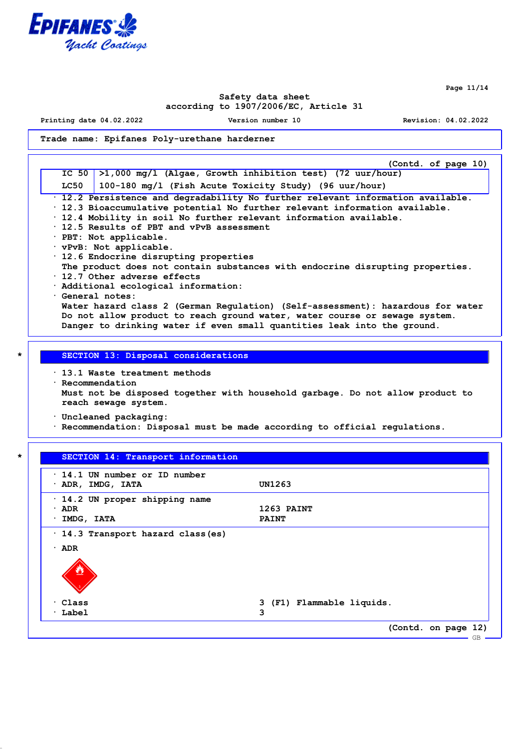Trade name: Epifanes Poly-urethane harderner

(Contd. of page 10)

| | |
|---|---|
| IC 50 | >1,000 mg/l (Algae, Growth inhibition test) (72 uur/hour) |
| LC50 | 100-180 mg/l (Fish Acute Toxicity Study) (96 uur/hour) |

· 12.2 Persistence and degradability No further relevant information available.
· 12.3 Bioaccumulative potential No further relevant information available.
· 12.4 Mobility in soil No further relevant information available.
· 12.5 Results of PBT and vPvB assessment
· PBT: Not applicable.
· vPvB: Not applicable.
· 12.6 Endocrine disrupting properties
The product does not contain substances with endocrine disrupting properties.
· 12.7 Other adverse effects
· Additional ecological information:
· General notes:
Water hazard class 2 (German Regulation) (Self-assessment): hazardous for water
Do not allow product to reach ground water, water course or sewage system.
Danger to drinking water if even small quantities leak into the ground.

## SECTION 13: Disposal considerations

· 13.1 Waste treatment methods
· Recommendation
Must not be disposed together with household garbage. Do not allow product to reach sewage system.

· Uncleaned packaging:
· Recommendation: Disposal must be made according to official regulations.

## SECTION 14: Transport information

· 14.1 UN number or ID number
· ADR, IMDG, IATA UN1263

· 14.2 UN proper shipping name
· ADR 1263 PAINT
· IMDG, IATA PAINT

· 14.3 Transport hazard class(es)

· ADR

· Class 3 (F1) Flammable liquids.
· Label 3

(Contd. on page 12)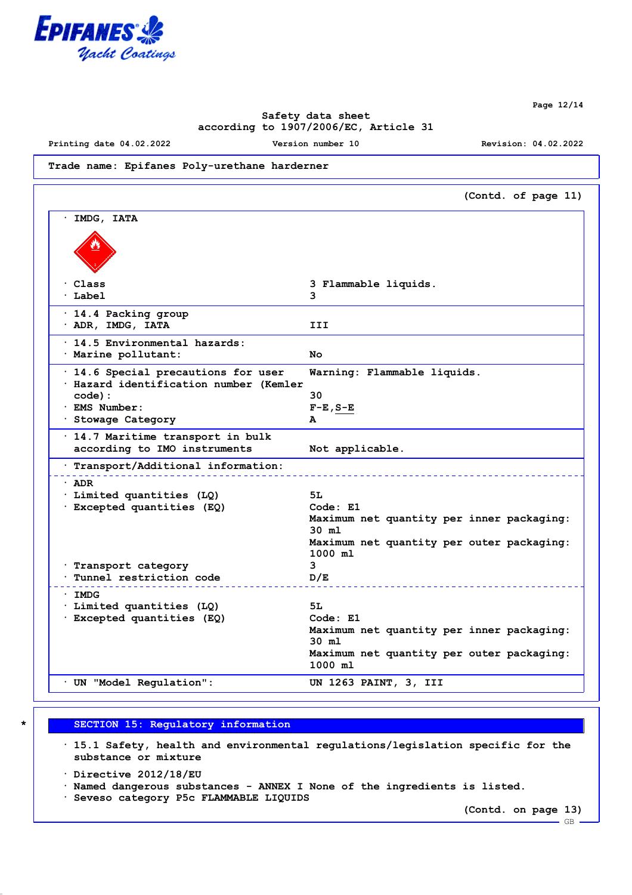Trade name: Epifanes Poly-urethane harderner

(Contd. of page 11)

| | |
|---|---|
| · IMDG, IATA | |
| · Class | 3 Flammable liquids. |
| · Label | 3 |
| · 14.4 Packing group | |
| · ADR, IMDG, IATA | III |
| · 14.5 Environmental hazards: | |
| · Marine pollutant: | No |
| · 14.6 Special precautions for user | Warning: Flammable liquids. |
| · Hazard identification number (Kemler code): | 30 |
| · EMS Number: | F-E,S-E |
| · Stowage Category | A |
| · 14.7 Maritime transport in bulk according to IMO instruments | Not applicable. |
| · Transport/Additional information: | |
| · ADR | |
| · Limited quantities (LQ) | 5L |
| · Excepted quantities (EQ) | Code: E1<br>Maximum net quantity per inner packaging: 30 ml<br>Maximum net quantity per outer packaging: 1000 ml |
| · Transport category | 3 |
| · Tunnel restriction code | D/E |
| · IMDG | |
| · Limited quantities (LQ) | 5L |
| · Excepted quantities (EQ) | Code: E1<br>Maximum net quantity per inner packaging: 30 ml<br>Maximum net quantity per outer packaging: 1000 ml |
| · UN "Model Regulation": | UN 1263 PAINT, 3, III |

\* 

## SECTION 15: Regulatory information

· 15.1 Safety, health and environmental regulations/legislation specific for the substance or mixture

· Directive 2012/18/EU
· Named dangerous substances - ANNEX I None of the ingredients is listed.
· Seveso category P5c FLAMMABLE LIQUIDS

(Contd. on page 13)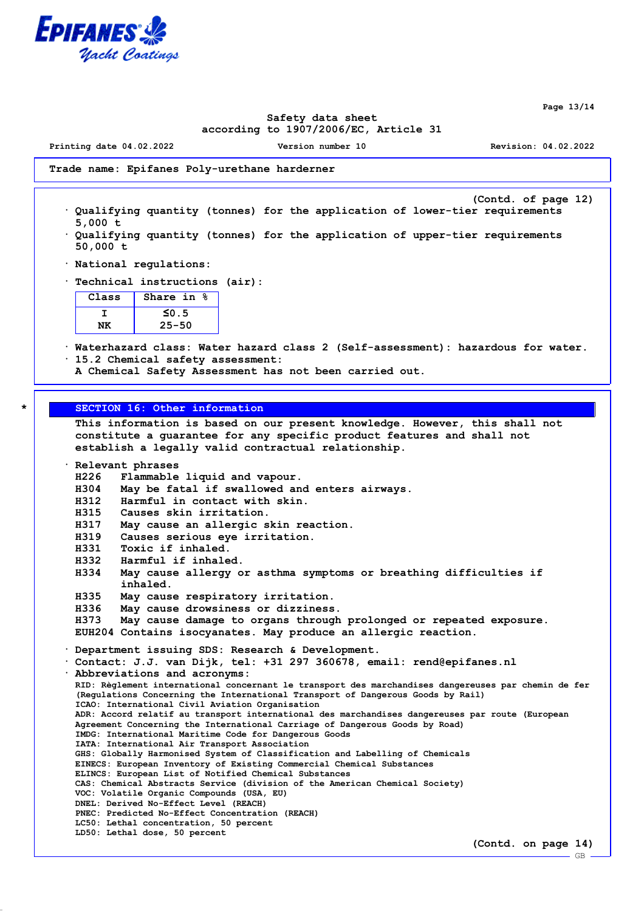**Trade name: Epifanes Poly-urethane harderner**

(Contd. of page 12)

- Qualifying quantity (tonnes) for the application of lower-tier requirements 5,000 t
- Qualifying quantity (tonnes) for the application of upper-tier requirements 50,000 t
- National regulations:
- Technical instructions (air):

| Class | Share in % |
|---|---|
| I | ≤0.5 |
| NK | 25-50 |

- Waterhazard class: Water hazard class 2 (Self-assessment): hazardous for water.
- 15.2 Chemical safety assessment:
  A Chemical Safety Assessment has not been carried out.

## SECTION 16: Other information

This information is based on our present knowledge. However, this shall not constitute a guarantee for any specific product features and shall not establish a legally valid contractual relationship.

- Relevant phrases
  - H226 Flammable liquid and vapour.
  - H304 May be fatal if swallowed and enters airways.
  - H312 Harmful in contact with skin.
  - H315 Causes skin irritation.
  - H317 May cause an allergic skin reaction.
  - H319 Causes serious eye irritation.
  - H331 Toxic if inhaled.
  - H332 Harmful if inhaled.
  - H334 May cause allergy or asthma symptoms or breathing difficulties if inhaled.
  - H335 May cause respiratory irritation.
  - H336 May cause drowsiness or dizziness.
  - H373 May cause damage to organs through prolonged or repeated exposure.
  - EUH204 Contains isocyanates. May produce an allergic reaction.
- Department issuing SDS: Research & Development.
- Contact: J.J. van Dijk, tel: +31 297 360678, email: rend@epifanes.nl
- Abbreviations and acronyms:

RID: Règlement international concernant le transport des marchandises dangereuses par chemin de fer (Regulations Concerning the International Transport of Dangerous Goods by Rail)
ICAO: International Civil Aviation Organisation
ADR: Accord relatif au transport international des marchandises dangereuses par route (European Agreement Concerning the International Carriage of Dangerous Goods by Road)
IMDG: International Maritime Code for Dangerous Goods
IATA: International Air Transport Association
GHS: Globally Harmonised System of Classification and Labelling of Chemicals
EINECS: European Inventory of Existing Commercial Chemical Substances
ELINCS: European List of Notified Chemical Substances
CAS: Chemical Abstracts Service (division of the American Chemical Society)
VOC: Volatile Organic Compounds (USA, EU)
DNEL: Derived No-Effect Level (REACH)
PNEC: Predicted No-Effect Concentration (REACH)
LC50: Lethal concentration, 50 percent
LD50: Lethal dose, 50 percent

(Contd. on page 14)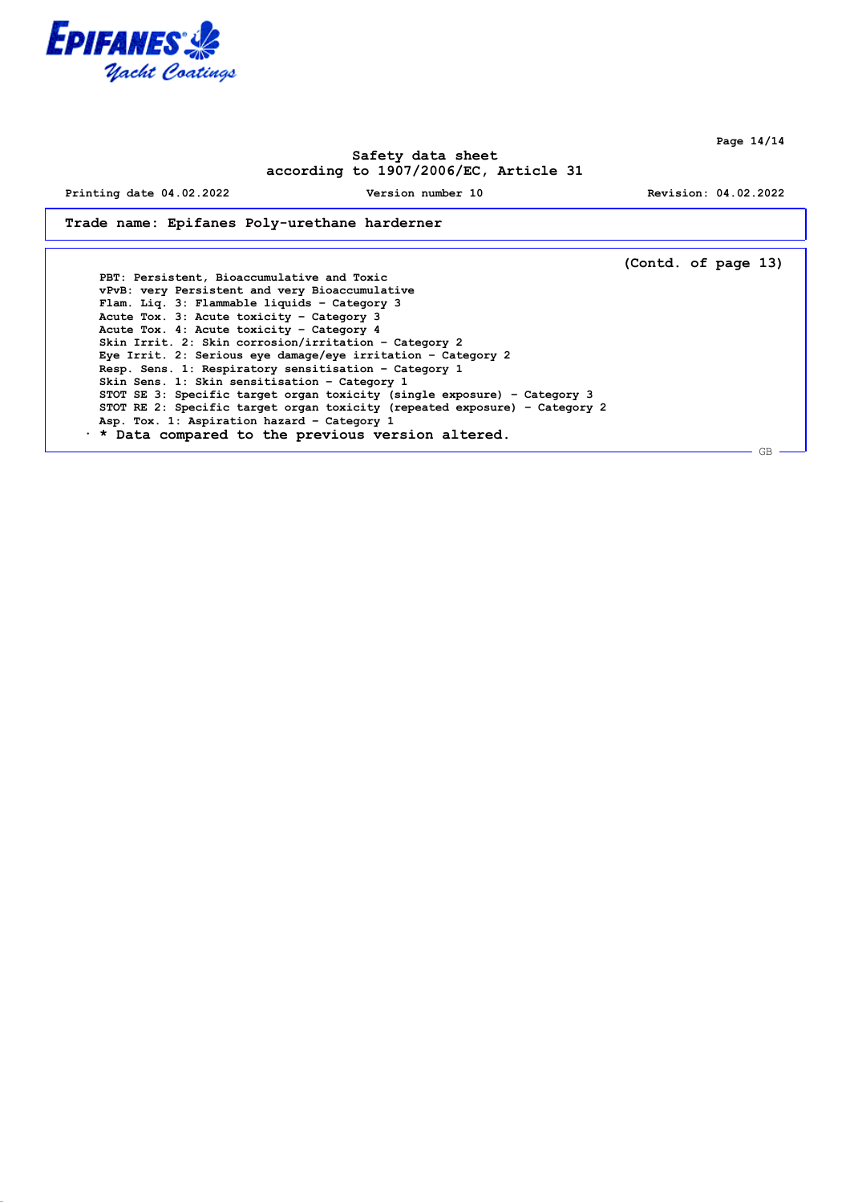Trade name: Epifanes Poly-urethane harderner

(Contd. of page 13)

PBT: Persistent, Bioaccumulative and Toxic
vPvB: very Persistent and very Bioaccumulative
Flam. Liq. 3: Flammable liquids – Category 3
Acute Tox. 3: Acute toxicity – Category 3
Acute Tox. 4: Acute toxicity – Category 4
Skin Irrit. 2: Skin corrosion/irritation – Category 2
Eye Irrit. 2: Serious eye damage/eye irritation – Category 2
Resp. Sens. 1: Respiratory sensitisation – Category 1
Skin Sens. 1: Skin sensitisation – Category 1
STOT SE 3: Specific target organ toxicity (single exposure) – Category 3
STOT RE 2: Specific target organ toxicity (repeated exposure) – Category 2
Asp. Tox. 1: Aspiration hazard – Category 1

· * Data compared to the previous version altered.

GB